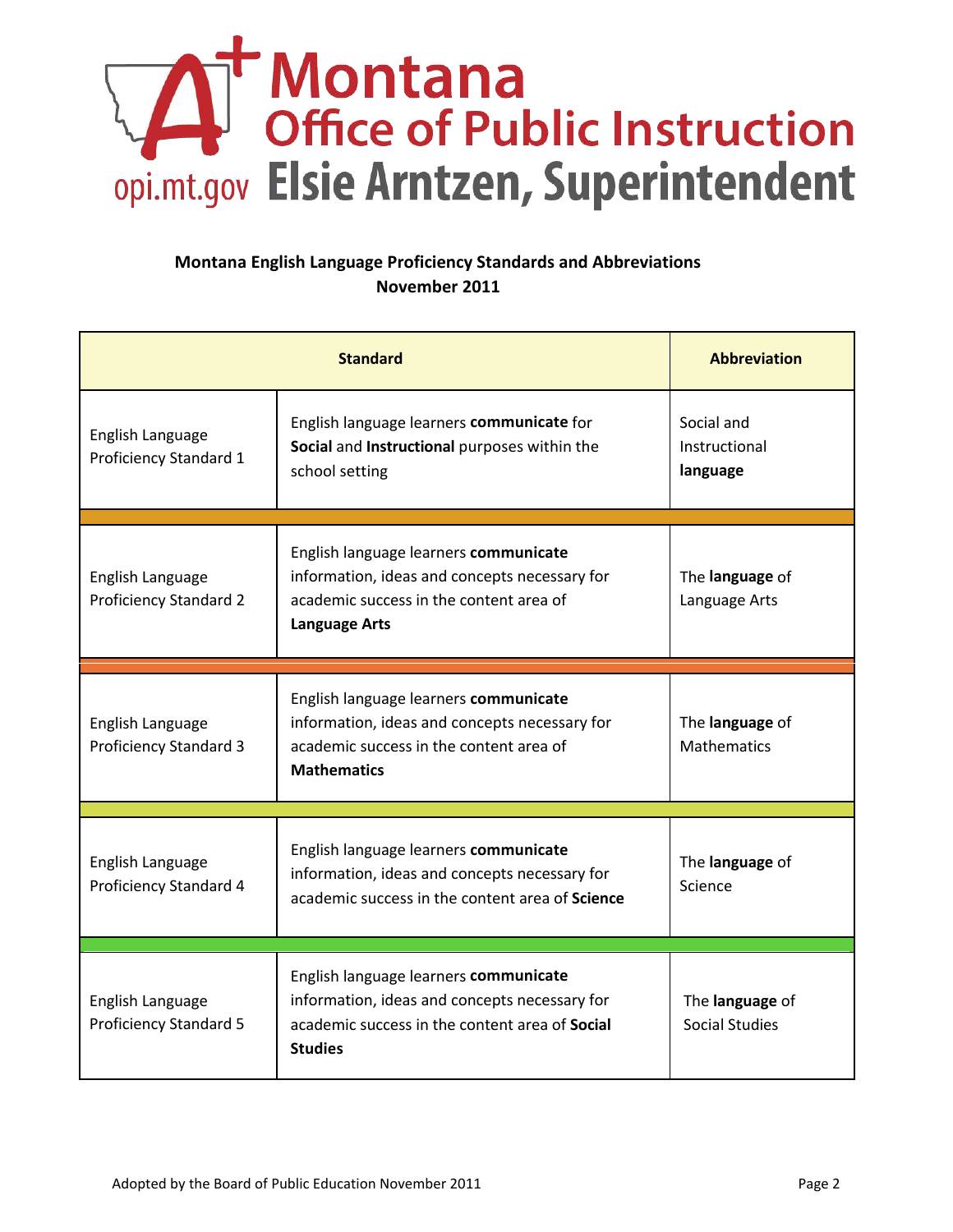Montana Office of Public Instruction
opi.mt.gov Elsie Arntzen, Superintendent

**Montana English Language Proficiency Standards and Abbreviations**
**November 2011**

| Standard | | Abbreviation |
|---|---|---|
| English Language Proficiency Standard 1 | English language learners **communicate** for **Social** and **Instructional** purposes within the school setting | Social and Instructional **language** |
| English Language Proficiency Standard 2 | English language learners **communicate** information, ideas and concepts necessary for academic success in the content area of **Language Arts** | The **language** of Language Arts |
| English Language Proficiency Standard 3 | English language learners **communicate** information, ideas and concepts necessary for academic success in the content area of **Mathematics** | The **language** of Mathematics |
| English Language Proficiency Standard 4 | English language learners **communicate** information, ideas and concepts necessary for academic success in the content area of **Science** | The **language** of Science |
| English Language Proficiency Standard 5 | English language learners **communicate** information, ideas and concepts necessary for academic success in the content area of **Social Studies** | The **language** of Social Studies |

Adopted by the Board of Public Education November 2011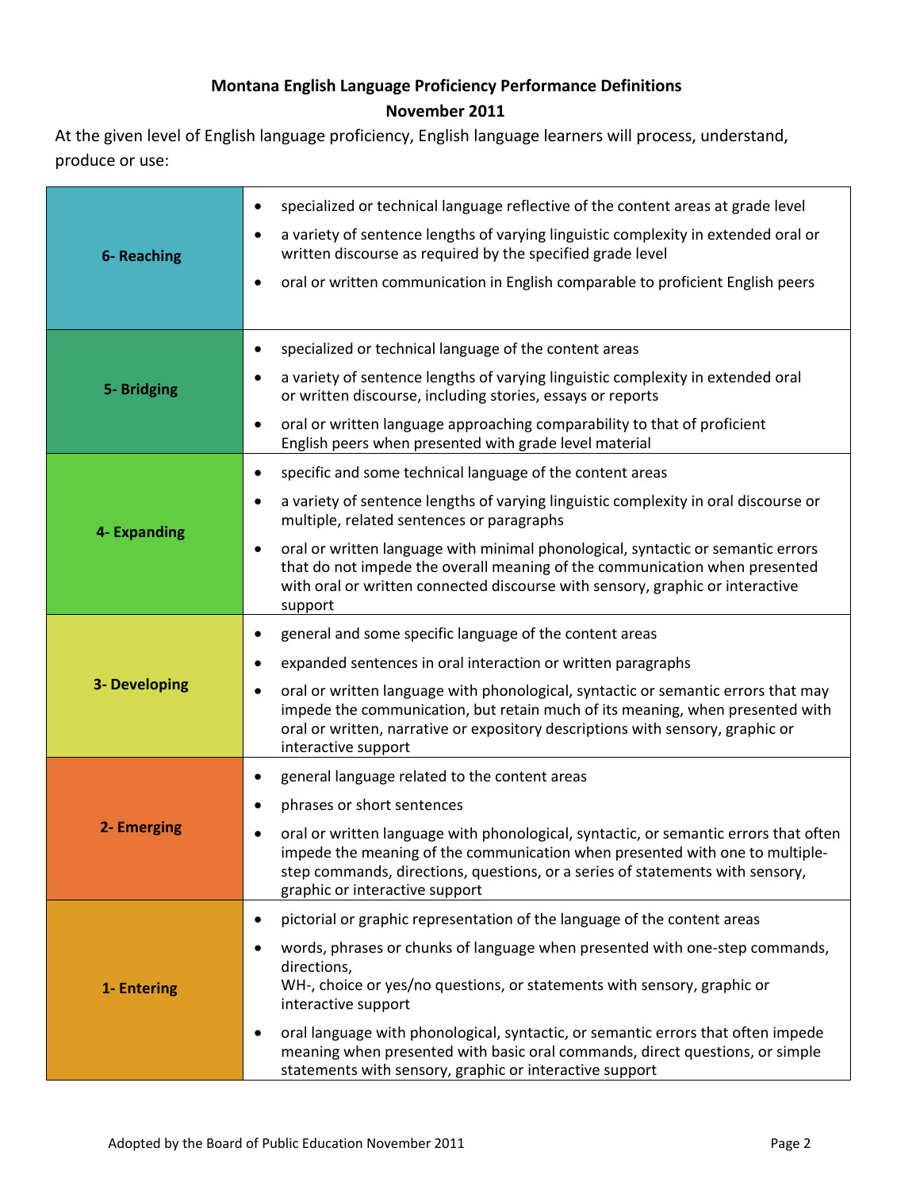**Montana English Language Proficiency Performance Definitions**

**November 2011**

At the given level of English language proficiency, English language learners will process, understand, produce or use:

| | |
|---|---|
| **6- Reaching** | • specialized or technical language reflective of the content areas at grade level<br>• a variety of sentence lengths of varying linguistic complexity in extended oral or written discourse as required by the specified grade level<br>• oral or written communication in English comparable to proficient English peers |
| **5- Bridging** | • specialized or technical language of the content areas<br>• a variety of sentence lengths of varying linguistic complexity in extended oral or written discourse, including stories, essays or reports<br>• oral or written language approaching comparability to that of proficient English peers when presented with grade level material |
| **4- Expanding** | • specific and some technical language of the content areas<br>• a variety of sentence lengths of varying linguistic complexity in oral discourse or multiple, related sentences or paragraphs<br>• oral or written language with minimal phonological, syntactic or semantic errors that do not impede the overall meaning of the communication when presented with oral or written connected discourse with sensory, graphic or interactive support |
| **3- Developing** | • general and some specific language of the content areas<br>• expanded sentences in oral interaction or written paragraphs<br>• oral or written language with phonological, syntactic or semantic errors that may impede the communication, but retain much of its meaning, when presented with oral or written, narrative or expository descriptions with sensory, graphic or interactive support |
| **2- Emerging** | • general language related to the content areas<br>• phrases or short sentences<br>• oral or written language with phonological, syntactic, or semantic errors that often impede the meaning of the communication when presented with one to multiple-step commands, directions, questions, or a series of statements with sensory, graphic or interactive support |
| **1- Entering** | • pictorial or graphic representation of the language of the content areas<br>• words, phrases or chunks of language when presented with one-step commands, directions, WH-, choice or yes/no questions, or statements with sensory, graphic or interactive support<br>• oral language with phonological, syntactic, or semantic errors that often impede meaning when presented with basic oral commands, direct questions, or simple statements with sensory, graphic or interactive support |

Adopted by the Board of Public Education November 2011